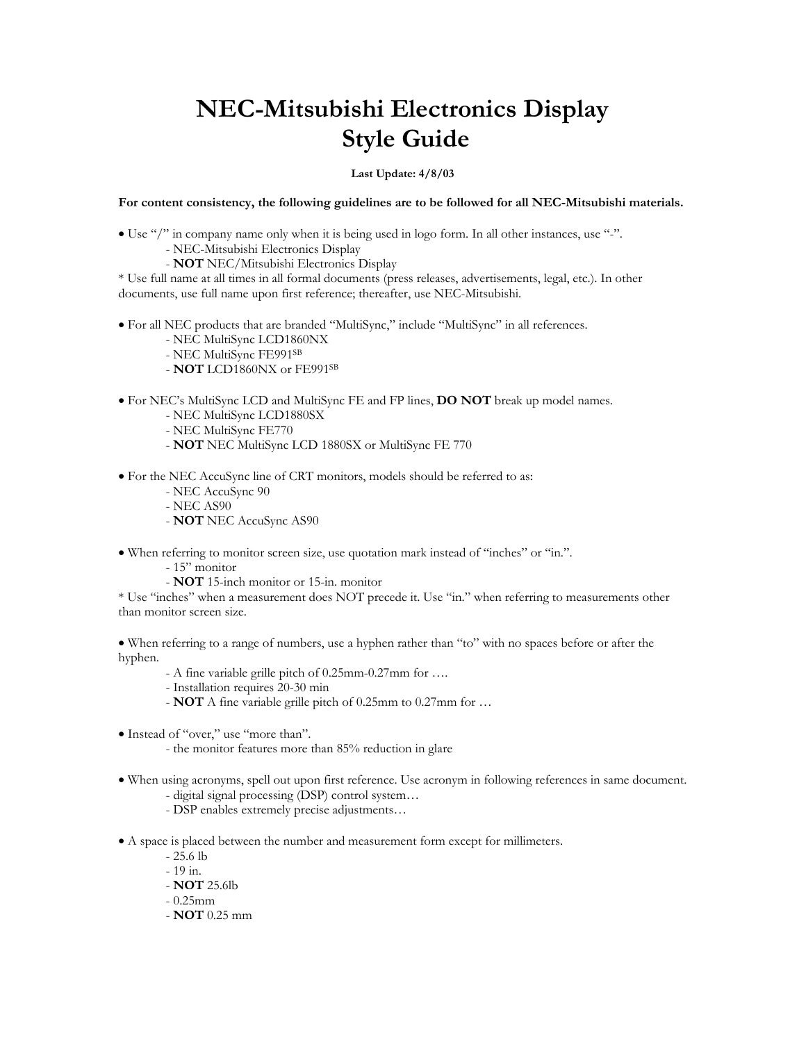# NEC-Mitsubishi Electronics Display Style Guide

**Last Update: 4/8/03**

**For content consistency, the following guidelines are to be followed for all NEC-Mitsubishi materials.**

- Use "/" in company name only when it is being used in logo form. In all other instances, use "-".
  - NEC-Mitsubishi Electronics Display
  - **NOT** NEC/Mitsubishi Electronics Display

\* Use full name at all times in all formal documents (press releases, advertisements, legal, etc.). In other documents, use full name upon first reference; thereafter, use NEC-Mitsubishi.

- For all NEC products that are branded "MultiSync," include "MultiSync" in all references.
  - NEC MultiSync LCD1860NX
  - NEC MultiSync FE991[SB]
  - **NOT** LCD1860NX or FE991[SB]

- For NEC's MultiSync LCD and MultiSync FE and FP lines, **DO NOT** break up model names.
  - NEC MultiSync LCD1880SX
  - NEC MultiSync FE770
  - **NOT** NEC MultiSync LCD 1880SX or MultiSync FE 770

- For the NEC AccuSync line of CRT monitors, models should be referred to as:
  - NEC AccuSync 90
  - NEC AS90
  - **NOT** NEC AccuSync AS90

- When referring to monitor screen size, use quotation mark instead of "inches" or "in.".
  - 15" monitor
  - **NOT** 15-inch monitor or 15-in. monitor

\* Use "inches" when a measurement does NOT precede it. Use "in." when referring to measurements other than monitor screen size.

- When referring to a range of numbers, use a hyphen rather than "to" with no spaces before or after the hyphen.
  - A fine variable grille pitch of 0.25mm-0.27mm for ….
  - Installation requires 20-30 min
  - **NOT** A fine variable grille pitch of 0.25mm to 0.27mm for …

- Instead of "over," use "more than".
  - the monitor features more than 85% reduction in glare

- When using acronyms, spell out upon first reference. Use acronym in following references in same document.
  - digital signal processing (DSP) control system…
  - DSP enables extremely precise adjustments…

- A space is placed between the number and measurement form except for millimeters.
  - 25.6 lb
  - 19 in.
  - **NOT** 25.6lb
  - 0.25mm
  - **NOT** 0.25 mm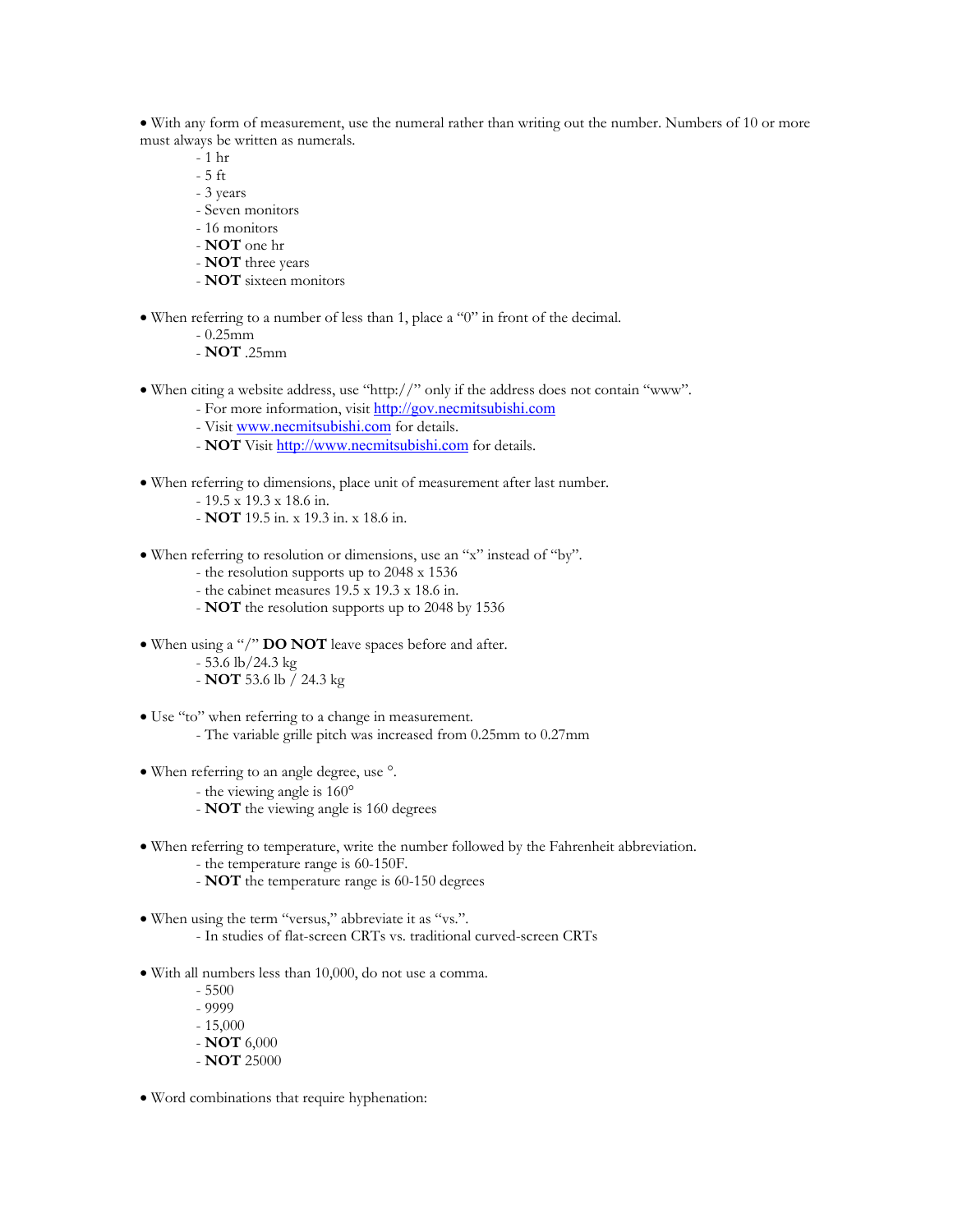- With any form of measurement, use the numeral rather than writing out the number. Numbers of 10 or more must always be written as numerals.
  - 1 hr
  - 5 ft
  - 3 years
  - Seven monitors
  - 16 monitors
  - **NOT** one hr
  - **NOT** three years
  - **NOT** sixteen monitors

- When referring to a number of less than 1, place a "0" in front of the decimal.
  - 0.25mm
  - **NOT** .25mm

- When citing a website address, use "http://" only if the address does not contain "www".
  - For more information, visit [http://gov.necmitsubishi.com](http://gov.necmitsubishi.com)
  - Visit [www.necmitsubishi.com](http://www.necmitsubishi.com) for details.
  - **NOT** Visit [http://www.necmitsubishi.com](http://www.necmitsubishi.com) for details.

- When referring to dimensions, place unit of measurement after last number.
  - 19.5 x 19.3 x 18.6 in.
  - **NOT** 19.5 in. x 19.3 in. x 18.6 in.

- When referring to resolution or dimensions, use an "x" instead of "by".
  - the resolution supports up to 2048 x 1536
  - the cabinet measures 19.5 x 19.3 x 18.6 in.
  - **NOT** the resolution supports up to 2048 by 1536

- When using a "/" **DO NOT** leave spaces before and after.
  - 53.6 lb/24.3 kg
  - **NOT** 53.6 lb / 24.3 kg

- Use "to" when referring to a change in measurement.
  - The variable grille pitch was increased from 0.25mm to 0.27mm

- When referring to an angle degree, use °.
  - the viewing angle is 160°
  - **NOT** the viewing angle is 160 degrees

- When referring to temperature, write the number followed by the Fahrenheit abbreviation.
  - the temperature range is 60-150F.
  - **NOT** the temperature range is 60-150 degrees

- When using the term "versus," abbreviate it as "vs.".
  - In studies of flat-screen CRTs vs. traditional curved-screen CRTs

- With all numbers less than 10,000, do not use a comma.
  - 5500
  - 9999
  - 15,000
  - **NOT** 6,000
  - **NOT** 25000

- Word combinations that require hyphenation: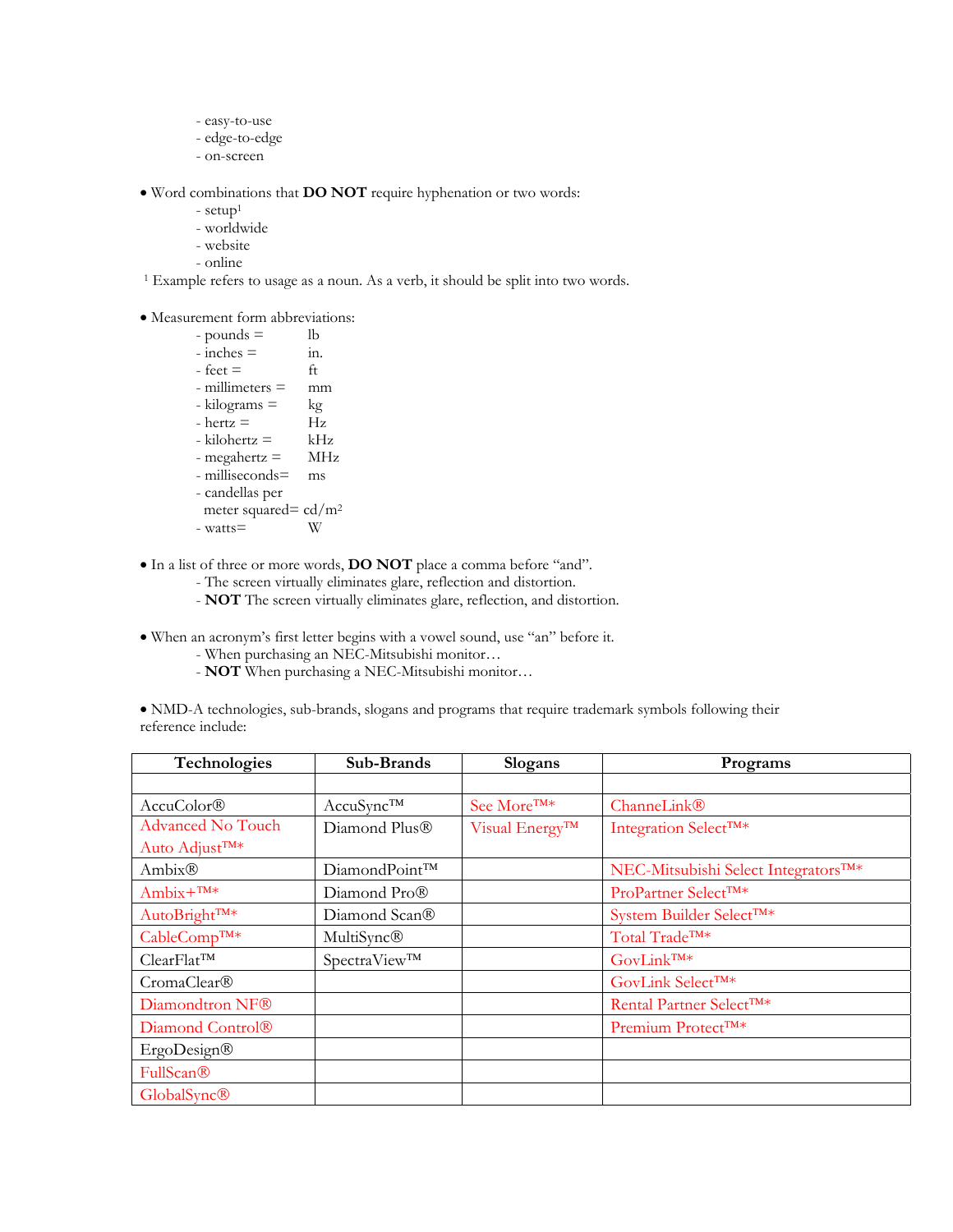- easy-to-use
- edge-to-edge
- on-screen

• Word combinations that **DO NOT** require hyphenation or two words:
- setup[1]
- worldwide
- website
- online

[1] Example refers to usage as a noun. As a verb, it should be split into two words.

• Measurement form abbreviations:
- pounds = lb
- inches = in.
- feet = ft
- millimeters = mm
- kilograms = kg
- hertz = Hz
- kilohertz = kHz
- megahertz = MHz
- milliseconds= ms
- candellas per meter squared= cd/m²
- watts= W

• In a list of three or more words, **DO NOT** place a comma before "and".
- The screen virtually eliminates glare, reflection and distortion.
- **NOT** The screen virtually eliminates glare, reflection, and distortion.

• When an acronym's first letter begins with a vowel sound, use "an" before it.
- When purchasing an NEC-Mitsubishi monitor…
- **NOT** When purchasing a NEC-Mitsubishi monitor…

• NMD-A technologies, sub-brands, slogans and programs that require trademark symbols following their reference include:

| Technologies | Sub-Brands | Slogans | Programs |
|---|---|---|---|
| | | | |
| AccuColor® | AccuSync™ | See More™* | ChanneLink® |
| Advanced No Touch Auto Adjust™* | Diamond Plus® | Visual Energy™ | Integration Select™* |
| Ambix® | DiamondPoint™ | | NEC-Mitsubishi Select Integrators™* |
| Ambix+™* | Diamond Pro® | | ProPartner Select™* |
| AutoBright™* | Diamond Scan® | | System Builder Select™* |
| CableComp™* | MultiSync® | | Total Trade™* |
| ClearFlat™ | SpectraView™ | | GovLink™* |
| CromaClear® | | | GovLink Select™* |
| Diamondtron NF® | | | Rental Partner Select™* |
| Diamond Control® | | | Premium Protect™* |
| ErgoDesign® | | | |
| FullScan® | | | |
| GlobalSync® | | | |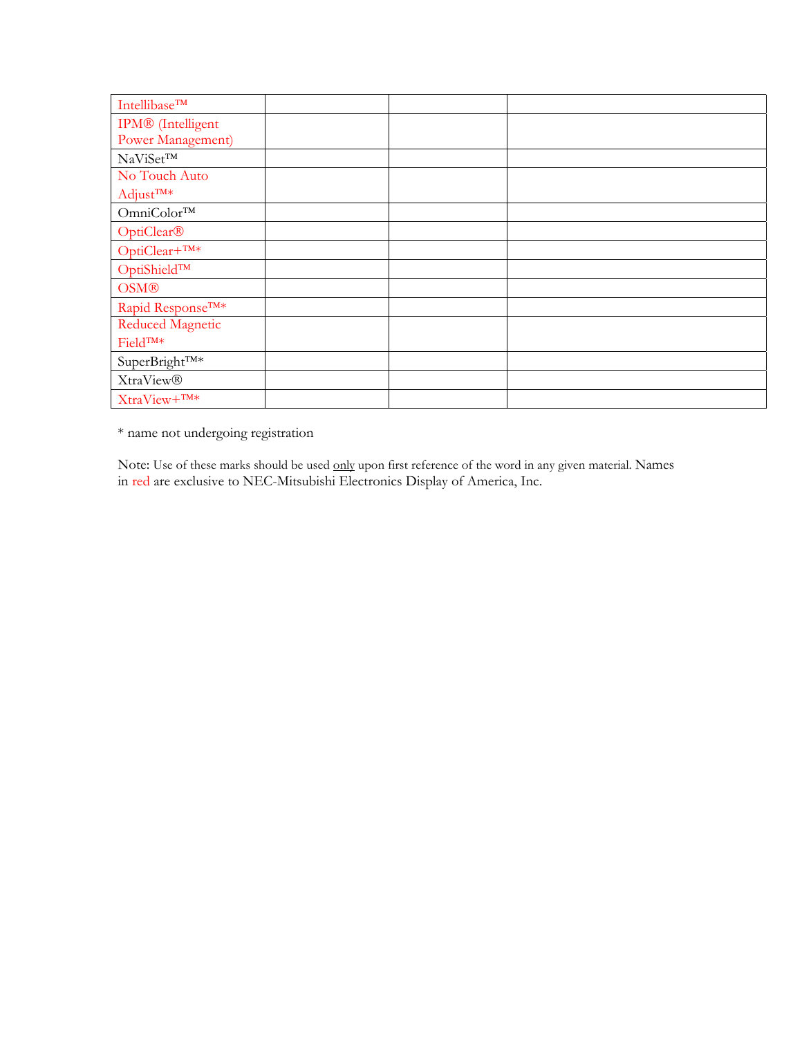| | | | |
|---|---|---|---|
| Intellibase™ | | | |
| IPM® (Intelligent Power Management) | | | |
| NaViSet™ | | | |
| No Touch Auto Adjust™* | | | |
| OmniColor™ | | | |
| OptiClear® | | | |
| OptiClear+™* | | | |
| OptiShield™ | | | |
| OSM® | | | |
| Rapid Response™* | | | |
| Reduced Magnetic Field™* | | | |
| SuperBright™* | | | |
| XtraView® | | | |
| XtraView+™* | | | |

* name not undergoing registration

Note: Use of these marks should be used <u>only</u> upon first reference of the word in any given material. Names in red are exclusive to NEC-Mitsubishi Electronics Display of America, Inc.